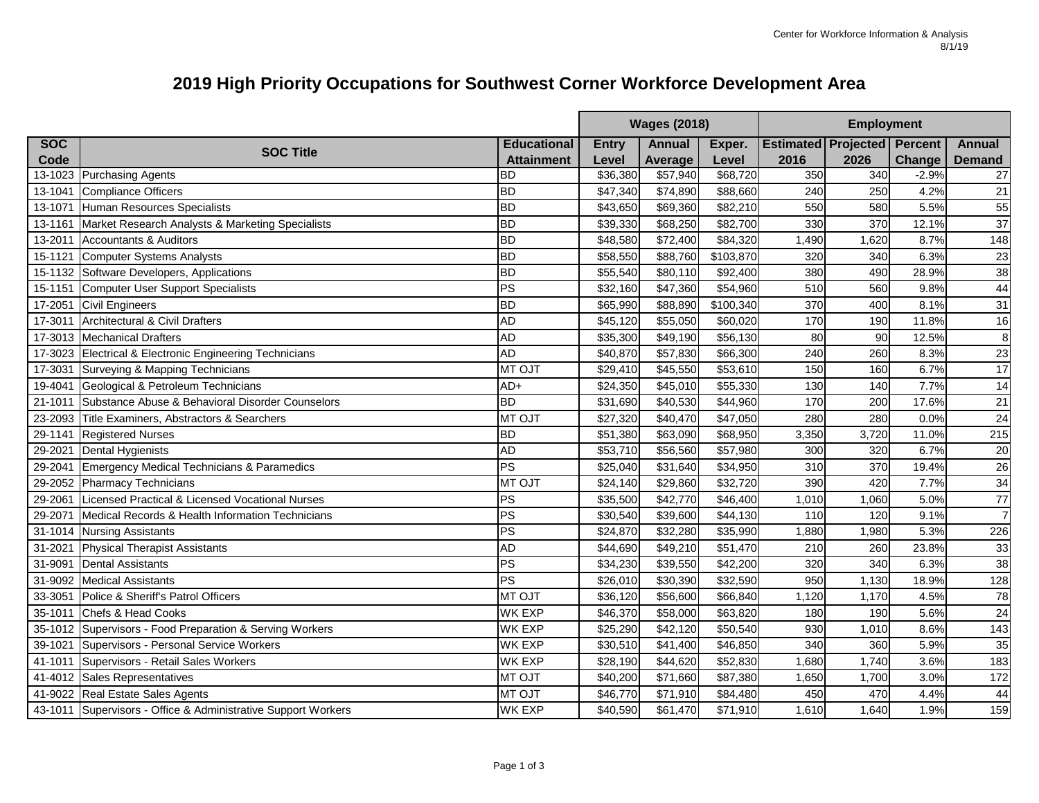Center for Workforce Information & Analysis
8/1/19

# 2019 High Priority Occupations for Southwest Corner Workforce Development Area

| SOC Code | SOC Title | Educational Attainment | Wages (2018) Entry Level | Annual Average | Exper. Level | Employment Estimated 2016 | Projected 2026 | Percent Change | Annual Demand |
|---|---|---|---|---|---|---|---|---|---|
| 13-1023 | Purchasing Agents | BD | $36,380 | $57,940 | $68,720 | 350 | 340 | -2.9% | 27 |
| 13-1041 | Compliance Officers | BD | $47,340 | $74,890 | $88,660 | 240 | 250 | 4.2% | 21 |
| 13-1071 | Human Resources Specialists | BD | $43,650 | $69,360 | $82,210 | 550 | 580 | 5.5% | 55 |
| 13-1161 | Market Research Analysts & Marketing Specialists | BD | $39,330 | $68,250 | $82,700 | 330 | 370 | 12.1% | 37 |
| 13-2011 | Accountants & Auditors | BD | $48,580 | $72,400 | $84,320 | 1,490 | 1,620 | 8.7% | 148 |
| 15-1121 | Computer Systems Analysts | BD | $58,550 | $88,760 | $103,870 | 320 | 340 | 6.3% | 23 |
| 15-1132 | Software Developers, Applications | BD | $55,540 | $80,110 | $92,400 | 380 | 490 | 28.9% | 38 |
| 15-1151 | Computer User Support Specialists | PS | $32,160 | $47,360 | $54,960 | 510 | 560 | 9.8% | 44 |
| 17-2051 | Civil Engineers | BD | $65,990 | $88,890 | $100,340 | 370 | 400 | 8.1% | 31 |
| 17-3011 | Architectural & Civil Drafters | AD | $45,120 | $55,050 | $60,020 | 170 | 190 | 11.8% | 16 |
| 17-3013 | Mechanical Drafters | AD | $35,300 | $49,190 | $56,130 | 80 | 90 | 12.5% | 8 |
| 17-3023 | Electrical & Electronic Engineering Technicians | AD | $40,870 | $57,830 | $66,300 | 240 | 260 | 8.3% | 23 |
| 17-3031 | Surveying & Mapping Technicians | MT OJT | $29,410 | $45,550 | $53,610 | 150 | 160 | 6.7% | 17 |
| 19-4041 | Geological & Petroleum Technicians | AD+ | $24,350 | $45,010 | $55,330 | 130 | 140 | 7.7% | 14 |
| 21-1011 | Substance Abuse & Behavioral Disorder Counselors | BD | $31,690 | $40,530 | $44,960 | 170 | 200 | 17.6% | 21 |
| 23-2093 | Title Examiners, Abstractors & Searchers | MT OJT | $27,320 | $40,470 | $47,050 | 280 | 280 | 0.0% | 24 |
| 29-1141 | Registered Nurses | BD | $51,380 | $63,090 | $68,950 | 3,350 | 3,720 | 11.0% | 215 |
| 29-2021 | Dental Hygienists | AD | $53,710 | $56,560 | $57,980 | 300 | 320 | 6.7% | 20 |
| 29-2041 | Emergency Medical Technicians & Paramedics | PS | $25,040 | $31,640 | $34,950 | 310 | 370 | 19.4% | 26 |
| 29-2052 | Pharmacy Technicians | MT OJT | $24,140 | $29,860 | $32,720 | 390 | 420 | 7.7% | 34 |
| 29-2061 | Licensed Practical & Licensed Vocational Nurses | PS | $35,500 | $42,770 | $46,400 | 1,010 | 1,060 | 5.0% | 77 |
| 29-2071 | Medical Records & Health Information Technicians | PS | $30,540 | $39,600 | $44,130 | 110 | 120 | 9.1% | 7 |
| 31-1014 | Nursing Assistants | PS | $24,870 | $32,280 | $35,990 | 1,880 | 1,980 | 5.3% | 226 |
| 31-2021 | Physical Therapist Assistants | AD | $44,690 | $49,210 | $51,470 | 210 | 260 | 23.8% | 33 |
| 31-9091 | Dental Assistants | PS | $34,230 | $39,550 | $42,200 | 320 | 340 | 6.3% | 38 |
| 31-9092 | Medical Assistants | PS | $26,010 | $30,390 | $32,590 | 950 | 1,130 | 18.9% | 128 |
| 33-3051 | Police & Sheriff's Patrol Officers | MT OJT | $36,120 | $56,600 | $66,840 | 1,120 | 1,170 | 4.5% | 78 |
| 35-1011 | Chefs & Head Cooks | WK EXP | $46,370 | $58,000 | $63,820 | 180 | 190 | 5.6% | 24 |
| 35-1012 | Supervisors - Food Preparation & Serving Workers | WK EXP | $25,290 | $42,120 | $50,540 | 930 | 1,010 | 8.6% | 143 |
| 39-1021 | Supervisors - Personal Service Workers | WK EXP | $30,510 | $41,400 | $46,850 | 340 | 360 | 5.9% | 35 |
| 41-1011 | Supervisors - Retail Sales Workers | WK EXP | $28,190 | $44,620 | $52,830 | 1,680 | 1,740 | 3.6% | 183 |
| 41-4012 | Sales Representatives | MT OJT | $40,200 | $71,660 | $87,380 | 1,650 | 1,700 | 3.0% | 172 |
| 41-9022 | Real Estate Sales Agents | MT OJT | $46,770 | $71,910 | $84,480 | 450 | 470 | 4.4% | 44 |
| 43-1011 | Supervisors - Office & Administrative Support Workers | WK EXP | $40,590 | $61,470 | $71,910 | 1,610 | 1,640 | 1.9% | 159 |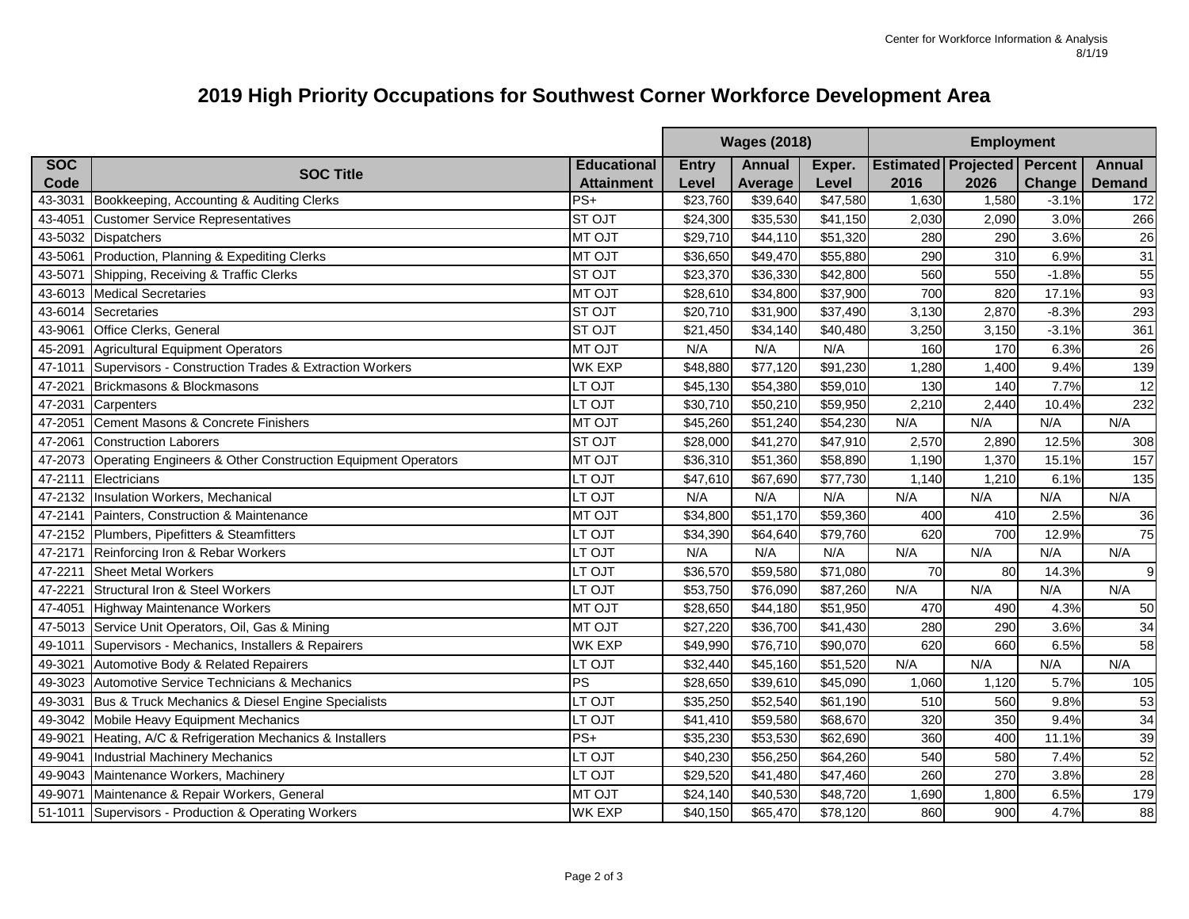# 2019 High Priority Occupations for Southwest Corner Workforce Development Area

| SOC Code | SOC Title | Educational Attainment | Wages (2018) Entry Level | Annual Average | Exper. Level | Employment Estimated 2016 | Projected 2026 | Percent Change | Annual Demand |
|---|---|---|---|---|---|---|---|---|---|
| 43-3031 | Bookkeeping, Accounting & Auditing Clerks | PS+ | $23,760 | $39,640 | $47,580 | 1,630 | 1,580 | -3.1% | 172 |
| 43-4051 | Customer Service Representatives | ST OJT | $24,300 | $35,530 | $41,150 | 2,030 | 2,090 | 3.0% | 266 |
| 43-5032 | Dispatchers | MT OJT | $29,710 | $44,110 | $51,320 | 280 | 290 | 3.6% | 26 |
| 43-5061 | Production, Planning & Expediting Clerks | MT OJT | $36,650 | $49,470 | $55,880 | 290 | 310 | 6.9% | 31 |
| 43-5071 | Shipping, Receiving & Traffic Clerks | ST OJT | $23,370 | $36,330 | $42,800 | 560 | 550 | -1.8% | 55 |
| 43-6013 | Medical Secretaries | MT OJT | $28,610 | $34,800 | $37,900 | 700 | 820 | 17.1% | 93 |
| 43-6014 | Secretaries | ST OJT | $20,710 | $31,900 | $37,490 | 3,130 | 2,870 | -8.3% | 293 |
| 43-9061 | Office Clerks, General | ST OJT | $21,450 | $34,140 | $40,480 | 3,250 | 3,150 | -3.1% | 361 |
| 45-2091 | Agricultural Equipment Operators | MT OJT | N/A | N/A | N/A | 160 | 170 | 6.3% | 26 |
| 47-1011 | Supervisors - Construction Trades & Extraction Workers | WK EXP | $48,880 | $77,120 | $91,230 | 1,280 | 1,400 | 9.4% | 139 |
| 47-2021 | Brickmasons & Blockmasons | LT OJT | $45,130 | $54,380 | $59,010 | 130 | 140 | 7.7% | 12 |
| 47-2031 | Carpenters | LT OJT | $30,710 | $50,210 | $59,950 | 2,210 | 2,440 | 10.4% | 232 |
| 47-2051 | Cement Masons & Concrete Finishers | MT OJT | $45,260 | $51,240 | $54,230 | N/A | N/A | N/A | N/A |
| 47-2061 | Construction Laborers | ST OJT | $28,000 | $41,270 | $47,910 | 2,570 | 2,890 | 12.5% | 308 |
| 47-2073 | Operating Engineers & Other Construction Equipment Operators | MT OJT | $36,310 | $51,360 | $58,890 | 1,190 | 1,370 | 15.1% | 157 |
| 47-2111 | Electricians | LT OJT | $47,610 | $67,690 | $77,730 | 1,140 | 1,210 | 6.1% | 135 |
| 47-2132 | Insulation Workers, Mechanical | LT OJT | N/A | N/A | N/A | N/A | N/A | N/A | N/A |
| 47-2141 | Painters, Construction & Maintenance | MT OJT | $34,800 | $51,170 | $59,360 | 400 | 410 | 2.5% | 36 |
| 47-2152 | Plumbers, Pipefitters & Steamfitters | LT OJT | $34,390 | $64,640 | $79,760 | 620 | 700 | 12.9% | 75 |
| 47-2171 | Reinforcing Iron & Rebar Workers | LT OJT | N/A | N/A | N/A | N/A | N/A | N/A | N/A |
| 47-2211 | Sheet Metal Workers | LT OJT | $36,570 | $59,580 | $71,080 | 70 | 80 | 14.3% | 9 |
| 47-2221 | Structural Iron & Steel Workers | LT OJT | $53,750 | $76,090 | $87,260 | N/A | N/A | N/A | N/A |
| 47-4051 | Highway Maintenance Workers | MT OJT | $28,650 | $44,180 | $51,950 | 470 | 490 | 4.3% | 50 |
| 47-5013 | Service Unit Operators, Oil, Gas & Mining | MT OJT | $27,220 | $36,700 | $41,430 | 280 | 290 | 3.6% | 34 |
| 49-1011 | Supervisors - Mechanics, Installers & Repairers | WK EXP | $49,990 | $76,710 | $90,070 | 620 | 660 | 6.5% | 58 |
| 49-3021 | Automotive Body & Related Repairers | LT OJT | $32,440 | $45,160 | $51,520 | N/A | N/A | N/A | N/A |
| 49-3023 | Automotive Service Technicians & Mechanics | PS | $28,650 | $39,610 | $45,090 | 1,060 | 1,120 | 5.7% | 105 |
| 49-3031 | Bus & Truck Mechanics & Diesel Engine Specialists | LT OJT | $35,250 | $52,540 | $61,190 | 510 | 560 | 9.8% | 53 |
| 49-3042 | Mobile Heavy Equipment Mechanics | LT OJT | $41,410 | $59,580 | $68,670 | 320 | 350 | 9.4% | 34 |
| 49-9021 | Heating, A/C & Refrigeration Mechanics & Installers | PS+ | $35,230 | $53,530 | $62,690 | 360 | 400 | 11.1% | 39 |
| 49-9041 | Industrial Machinery Mechanics | LT OJT | $40,230 | $56,250 | $64,260 | 540 | 580 | 7.4% | 52 |
| 49-9043 | Maintenance Workers, Machinery | LT OJT | $29,520 | $41,480 | $47,460 | 260 | 270 | 3.8% | 28 |
| 49-9071 | Maintenance & Repair Workers, General | MT OJT | $24,140 | $40,530 | $48,720 | 1,690 | 1,800 | 6.5% | 179 |
| 51-1011 | Supervisors - Production & Operating Workers | WK EXP | $40,150 | $65,470 | $78,120 | 860 | 900 | 4.7% | 88 |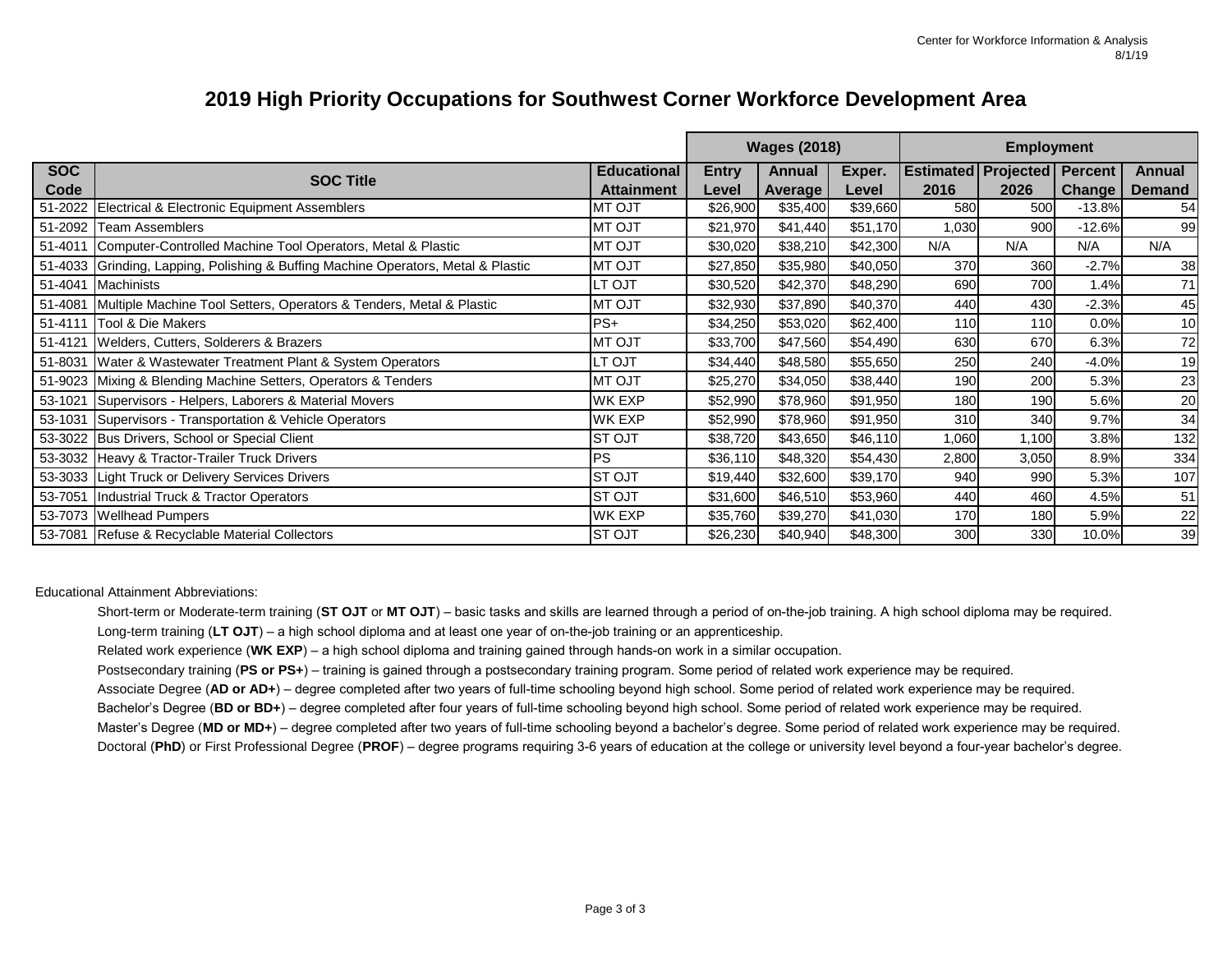Center for Workforce Information & Analysis
8/1/19

# 2019 High Priority Occupations for Southwest Corner Workforce Development Area

| SOC Code | SOC Title | Educational Attainment | Wages (2018) Entry Level | Wages (2018) Annual Average | Wages (2018) Exper. Level | Employment Estimated 2016 | Employment Projected 2026 | Employment Percent Change | Employment Annual Demand |
|---|---|---|---|---|---|---|---|---|---|
| 51-2022 | Electrical & Electronic Equipment Assemblers | MT OJT | $26,900 | $35,400 | $39,660 | 580 | 500 | -13.8% | 54 |
| 51-2092 | Team Assemblers | MT OJT | $21,970 | $41,440 | $51,170 | 1,030 | 900 | -12.6% | 99 |
| 51-4011 | Computer-Controlled Machine Tool Operators, Metal & Plastic | MT OJT | $30,020 | $38,210 | $42,300 | N/A | N/A | N/A | N/A |
| 51-4033 | Grinding, Lapping, Polishing & Buffing Machine Operators, Metal & Plastic | MT OJT | $27,850 | $35,980 | $40,050 | 370 | 360 | -2.7% | 38 |
| 51-4041 | Machinists | LT OJT | $30,520 | $42,370 | $48,290 | 690 | 700 | 1.4% | 71 |
| 51-4081 | Multiple Machine Tool Setters, Operators & Tenders, Metal & Plastic | MT OJT | $32,930 | $37,890 | $40,370 | 440 | 430 | -2.3% | 45 |
| 51-4111 | Tool & Die Makers | PS+ | $34,250 | $53,020 | $62,400 | 110 | 110 | 0.0% | 10 |
| 51-4121 | Welders, Cutters, Solderers & Brazers | MT OJT | $33,700 | $47,560 | $54,490 | 630 | 670 | 6.3% | 72 |
| 51-8031 | Water & Wastewater Treatment Plant & System Operators | LT OJT | $34,440 | $48,580 | $55,650 | 250 | 240 | -4.0% | 19 |
| 51-9023 | Mixing & Blending Machine Setters, Operators & Tenders | MT OJT | $25,270 | $34,050 | $38,440 | 190 | 200 | 5.3% | 23 |
| 53-1021 | Supervisors - Helpers, Laborers & Material Movers | WK EXP | $52,990 | $78,960 | $91,950 | 180 | 190 | 5.6% | 20 |
| 53-1031 | Supervisors - Transportation & Vehicle Operators | WK EXP | $52,990 | $78,960 | $91,950 | 310 | 340 | 9.7% | 34 |
| 53-3022 | Bus Drivers, School or Special Client | ST OJT | $38,720 | $43,650 | $46,110 | 1,060 | 1,100 | 3.8% | 132 |
| 53-3032 | Heavy & Tractor-Trailer Truck Drivers | PS | $36,110 | $48,320 | $54,430 | 2,800 | 3,050 | 8.9% | 334 |
| 53-3033 | Light Truck or Delivery Services Drivers | ST OJT | $19,440 | $32,600 | $39,170 | 940 | 990 | 5.3% | 107 |
| 53-7051 | Industrial Truck & Tractor Operators | ST OJT | $31,600 | $46,510 | $53,960 | 440 | 460 | 4.5% | 51 |
| 53-7073 | Wellhead Pumpers | WK EXP | $35,760 | $39,270 | $41,030 | 170 | 180 | 5.9% | 22 |
| 53-7081 | Refuse & Recyclable Material Collectors | ST OJT | $26,230 | $40,940 | $48,300 | 300 | 330 | 10.0% | 39 |

Educational Attainment Abbreviations:

Short-term or Moderate-term training (**ST OJT** or **MT OJT**) – basic tasks and skills are learned through a period of on-the-job training. A high school diploma may be required.

Long-term training (**LT OJT**) – a high school diploma and at least one year of on-the-job training or an apprenticeship.

Related work experience (**WK EXP**) – a high school diploma and training gained through hands-on work in a similar occupation.

Postsecondary training (**PS or PS+**) – training is gained through a postsecondary training program. Some period of related work experience may be required.

Associate Degree (**AD or AD+**) – degree completed after two years of full-time schooling beyond high school. Some period of related work experience may be required.

Bachelor's Degree (**BD or BD+**) – degree completed after four years of full-time schooling beyond high school. Some period of related work experience may be required.

Master's Degree (**MD or MD+**) – degree completed after two years of full-time schooling beyond a bachelor's degree. Some period of related work experience may be required.

Doctoral (**PhD**) or First Professional Degree (**PROF**) – degree programs requiring 3-6 years of education at the college or university level beyond a four-year bachelor's degree.